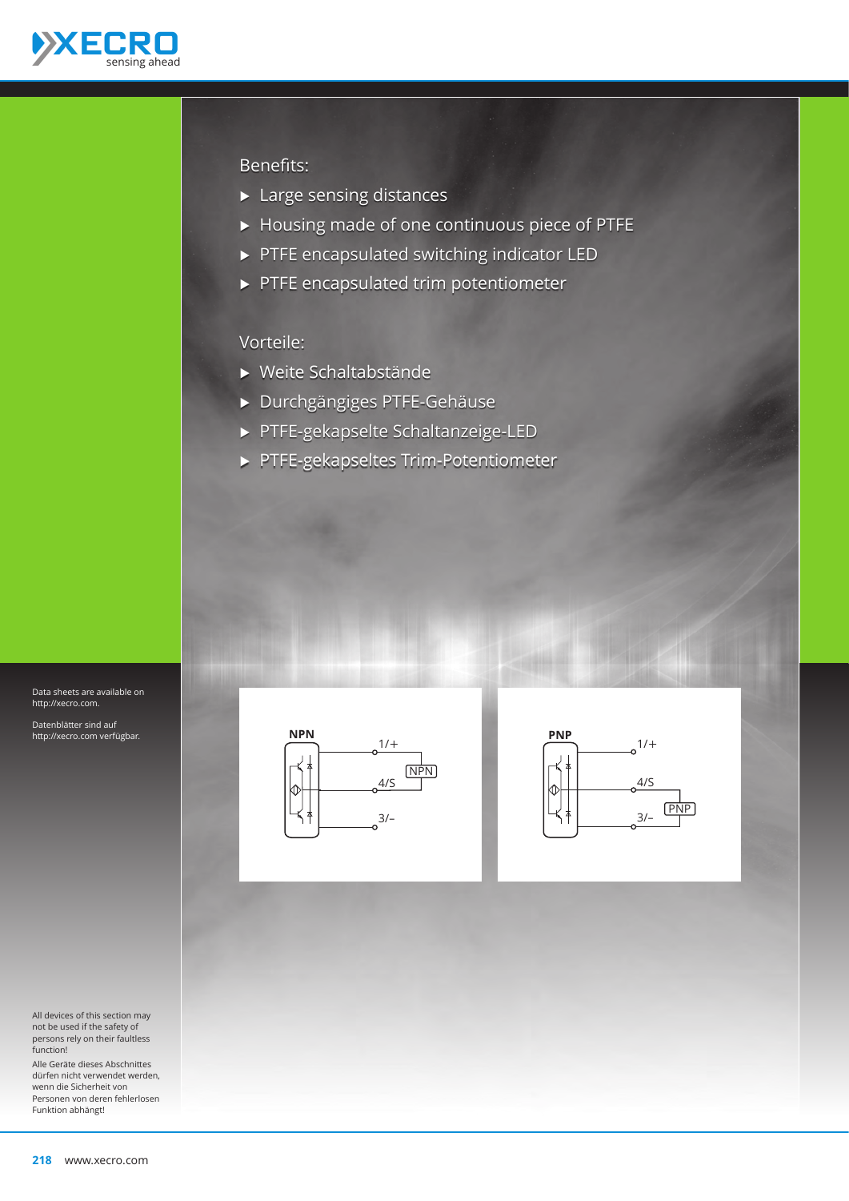Benefits:

- Large sensing distances
- Housing made of one continuous piece of PTFE
- PTFE encapsulated switching indicator LED
- PTFE encapsulated trim potentiometer

Vorteile:

- Weite Schaltabstände
- Durchgängiges PTFE-Gehäuse
- PTFE-gekapselte Schaltanzeige-LED
- PTFE-gekapseltes Trim-Potentiometer

Data sheets are available on http://xecro.com.

Datenblätter sind auf http://xecro.com verfügbar.

**NPN**

1/+

4/S

NPN

3/–

**PNP**

1/+

4/S

PNP

3/–

All devices of this section may not be used if the safety of persons rely on their faultless function!

Alle Geräte dieses Abschnittes dürfen nicht verwendet werden, wenn die Sicherheit von Personen von deren fehlerlosen Funktion abhängt!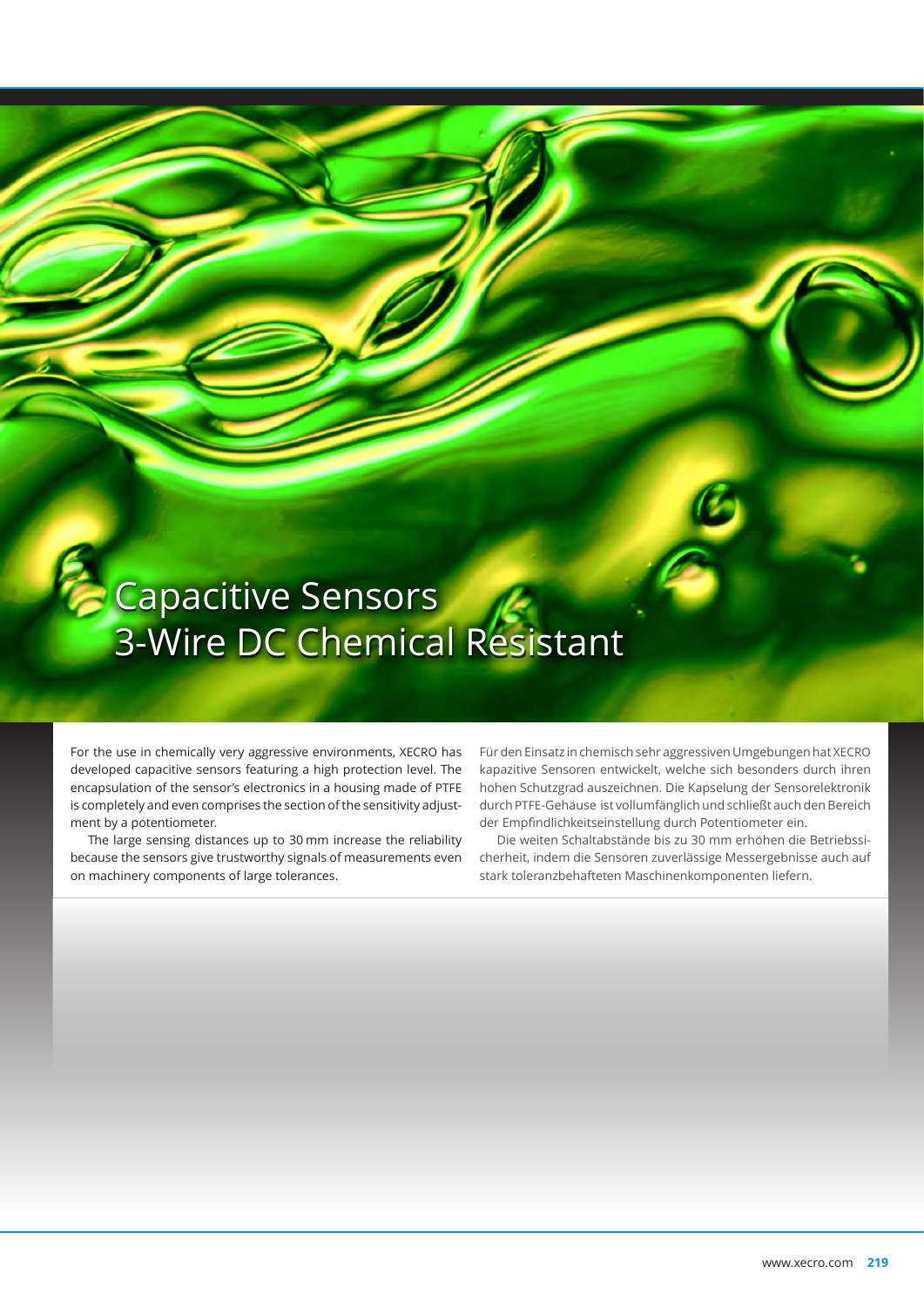# Capacitive Sensors 3-Wire DC Chemical Resistant

For the use in chemically very aggressive environments, XECRO has developed capacitive sensors featuring a high protection level. The encapsulation of the sensor's electronics in a housing made of PTFE is completely and even comprises the section of the sensitivity adjustment by a potentiometer.

The large sensing distances up to 30 mm increase the reliability because the sensors give trustworthy signals of measurements even on machinery components of large tolerances.

Für den Einsatz in chemisch sehr aggressiven Umgebungen hat XECRO kapazitive Sensoren entwickelt, welche sich besonders durch ihren hohen Schutzgrad auszeichnen. Die Kapselung der Sensorelektronik durch PTFE-Gehäuse ist vollumfänglich und schließt auch den Bereich der Empfindlichkeitseinstellung durch Potentiometer ein.

Die weiten Schaltabstände bis zu 30 mm erhöhen die Betriebssicherheit, indem die Sensoren zuverlässige Messergebnisse auch auf stark toleranzbehafteten Maschinenkomponenten liefern.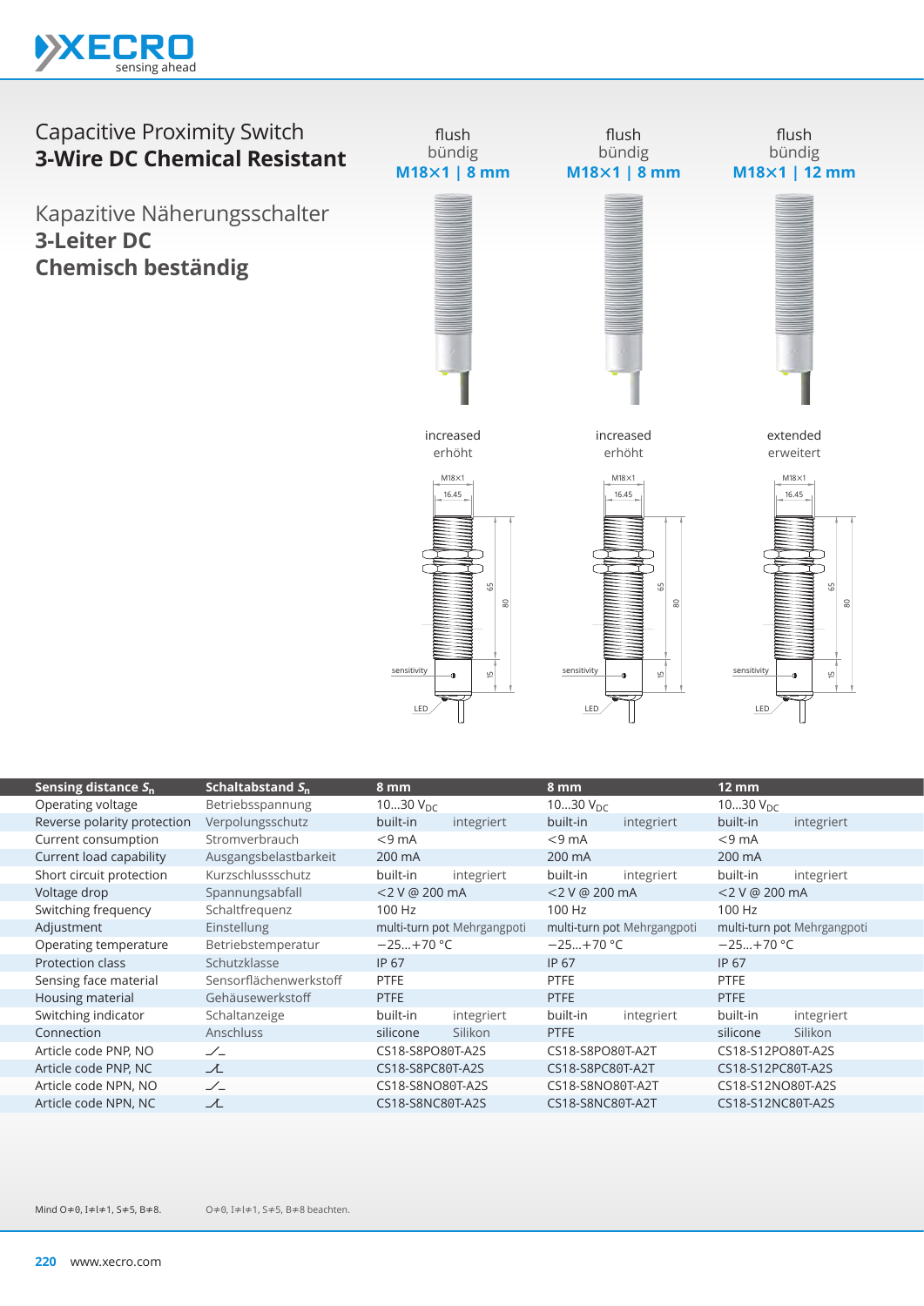# Capacitive Proximity Switch
## 3-Wire DC Chemical Resistant

# Kapazitive Näherungsschalter
## 3-Leiter DC
## Chemisch beständig

| | | flush / bündig **M18×1 \| 8 mm** | flush / bündig **M18×1 \| 8 mm** | flush / bündig **M18×1 \| 12 mm** |
|---|---|---|---|---|
| | | increased / erhöht | increased / erhöht | extended / erweitert |
| **Sensing distance $S_n$** | **Schaltabstand $S_n$** | **8 mm** | **8 mm** | **12 mm** |
| Operating voltage | Betriebsspannung | 10...30 $V_{DC}$ | 10...30 $V_{DC}$ | 10...30 $V_{DC}$ |
| Reverse polarity protection | Verpolungsschutz | built-in integriert | built-in integriert | built-in integriert |
| Current consumption | Stromverbrauch | <9 mA | <9 mA | <9 mA |
| Current load capability | Ausgangsbelastbarkeit | 200 mA | 200 mA | 200 mA |
| Short circuit protection | Kurzschlussschutz | built-in integriert | built-in integriert | built-in integriert |
| Voltage drop | Spannungsabfall | <2 V @ 200 mA | <2 V @ 200 mA | <2 V @ 200 mA |
| Switching frequency | Schaltfrequenz | 100 Hz | 100 Hz | 100 Hz |
| Adjustment | Einstellung | multi-turn pot Mehrgangpoti | multi-turn pot Mehrgangpoti | multi-turn pot Mehrgangpoti |
| Operating temperature | Betriebstemperatur | −25...+70 °C | −25...+70 °C | −25...+70 °C |
| Protection class | Schutzklasse | IP 67 | IP 67 | IP 67 |
| Sensing face material | Sensorflächenwerkstoff | PTFE | PTFE | PTFE |
| Housing material | Gehäusewerkstoff | PTFE | PTFE | PTFE |
| Switching indicator | Schaltanzeige | built-in integriert | built-in integriert | built-in integriert |
| Connection | Anschluss | silicone Silikon | PTFE | silicone Silikon |
| Article code PNP, NO | ⁄‗ | CS18-S8PO80T-A2S | CS18-S8PO80T-A2T | CS18-S12PO80T-A2S |
| Article code PNP, NC | ⁄̲| | CS18-S8PC80T-A2S | CS18-S8PC80T-A2T | CS18-S12PC80T-A2S |
| Article code NPN, NO | ⁄‗ | CS18-S8NO80T-A2S | CS18-S8NO80T-A2T | CS18-S12NO80T-A2S |
| Article code NPN, NC | ⁄̲| | CS18-S8NC80T-A2S | CS18-S8NC80T-A2T | CS18-S12NC80T-A2S |

Mind O≠0, I≠l≠1, S≠5, B≠8. O≠0, I≠l≠1, S≠5, B≠8 beachten.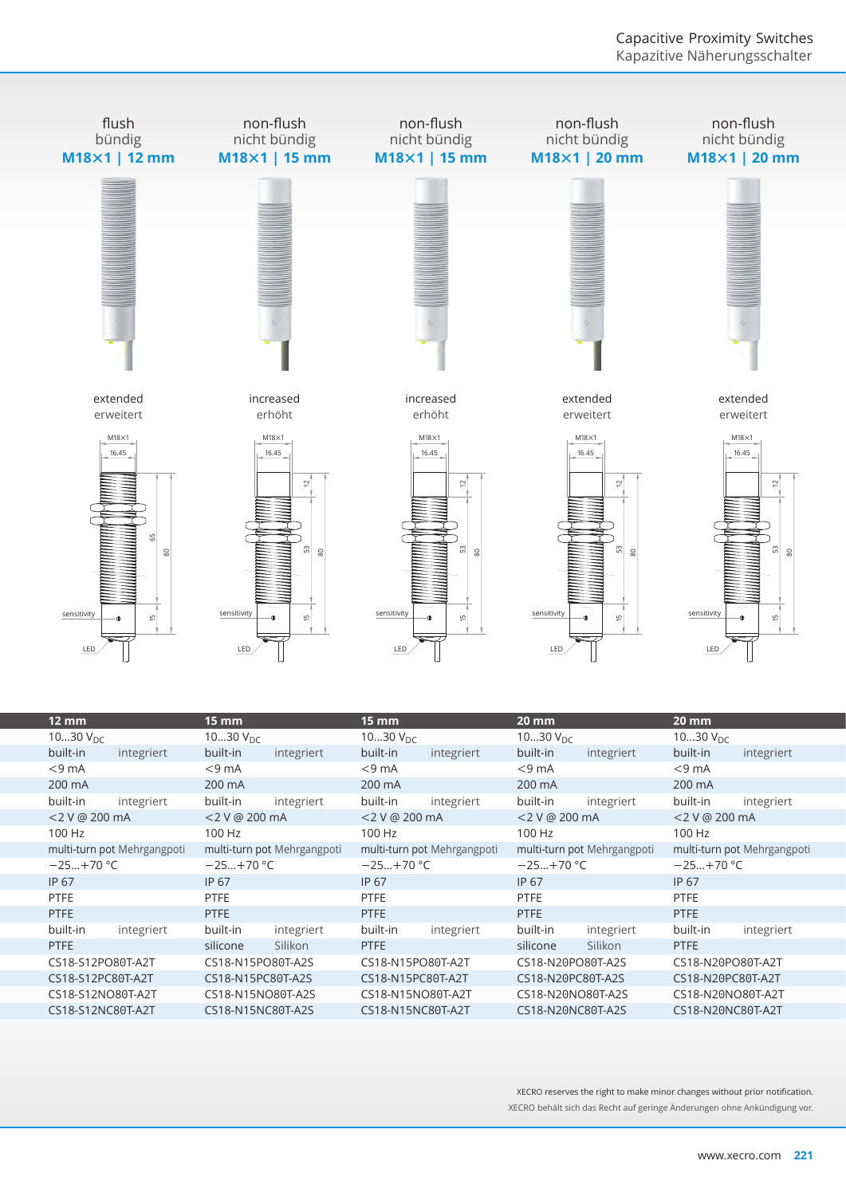Capacitive Proximity Switches
Kapazitive Näherungsschalter

| flush<br>bündig<br>**M18×1 \| 12 mm** | non-flush<br>nicht bündig<br>**M18×1 \| 15 mm** | non-flush<br>nicht bündig<br>**M18×1 \| 15 mm** | non-flush<br>nicht bündig<br>**M18×1 \| 20 mm** | non-flush<br>nicht bündig<br>**M18×1 \| 20 mm** |
|---|---|---|---|---|
| extended<br>erweitert | increased<br>erhöht | increased<br>erhöht | extended<br>erweitert | extended<br>erweitert |

| **12 mm** | **15 mm** | **15 mm** | **20 mm** | **20 mm** |
|---|---|---|---|---|
| 10…30 $V_{DC}$ | 10…30 $V_{DC}$ | 10…30 $V_{DC}$ | 10…30 $V_{DC}$ | 10…30 $V_{DC}$ |
| built-in integriert | built-in integriert | built-in integriert | built-in integriert | built-in integriert |
| <9 mA | <9 mA | <9 mA | <9 mA | <9 mA |
| 200 mA | 200 mA | 200 mA | 200 mA | 200 mA |
| built-in integriert | built-in integriert | built-in integriert | built-in integriert | built-in integriert |
| <2 V @ 200 mA | <2 V @ 200 mA | <2 V @ 200 mA | <2 V @ 200 mA | <2 V @ 200 mA |
| 100 Hz | 100 Hz | 100 Hz | 100 Hz | 100 Hz |
| multi-turn pot Mehrgangpoti | multi-turn pot Mehrgangpoti | multi-turn pot Mehrgangpoti | multi-turn pot Mehrgangpoti | multi-turn pot Mehrgangpoti |
| −25…+70 °C | −25…+70 °C | −25…+70 °C | −25…+70 °C | −25…+70 °C |
| IP 67 | IP 67 | IP 67 | IP 67 | IP 67 |
| PTFE | PTFE | PTFE | PTFE | PTFE |
| PTFE | PTFE | PTFE | PTFE | PTFE |
| built-in integriert | built-in integriert | built-in integriert | built-in integriert | built-in integriert |
| PTFE | silicone Silikon | PTFE | silicone Silikon | PTFE |
| CS18-S12PO80T-A2T | CS18-N15PO80T-A2S | CS18-N15PO80T-A2T | CS18-N20PO80T-A2S | CS18-N20PO80T-A2T |
| CS18-S12PC80T-A2T | CS18-N15PC80T-A2S | CS18-N15PC80T-A2T | CS18-N20PC80T-A2S | CS18-N20PC80T-A2T |
| CS18-S12NO80T-A2T | CS18-N15NO80T-A2S | CS18-N15NO80T-A2T | CS18-N20NO80T-A2S | CS18-N20NO80T-A2T |
| CS18-S12NC80T-A2T | CS18-N15NC80T-A2S | CS18-N15NC80T-A2T | CS18-N20NC80T-A2S | CS18-N20NC80T-A2T |

XECRO reserves the right to make minor changes without prior notification.
XECRO behält sich das Recht auf geringe Änderungen ohne Ankündigung vor.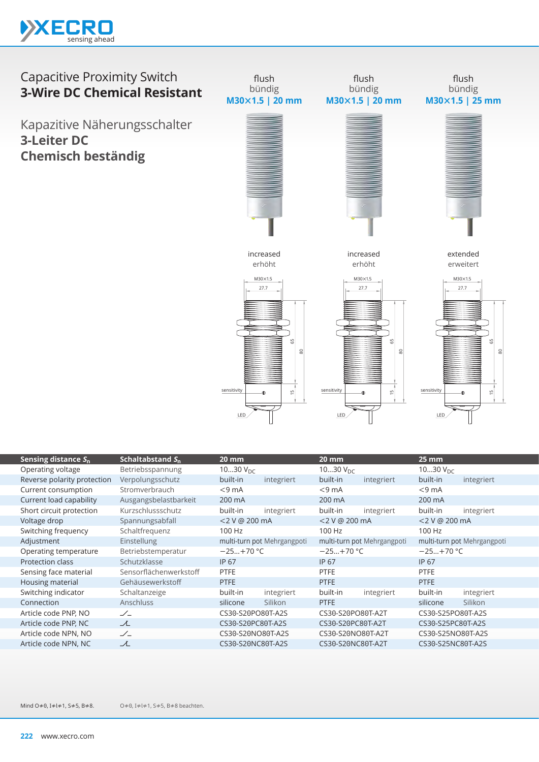# Capacitive Proximity Switch
## 3-Wire DC Chemical Resistant

# Kapazitive Näherungsschalter
## 3-Leiter DC
## Chemisch beständig

| | | flush / bündig **M30×1.5 \| 20 mm** | flush / bündig **M30×1.5 \| 20 mm** | flush / bündig **M30×1.5 \| 25 mm** |
|---|---|---|---|---|
| | | increased / erhöht | increased / erhöht | extended / erweitert |
| **Sensing distance $S_n$** | **Schaltabstand $S_n$** | **20 mm** | **20 mm** | **25 mm** |
| Operating voltage | Betriebsspannung | 10…30 $V_{DC}$ | 10…30 $V_{DC}$ | 10…30 $V_{DC}$ |
| Reverse polarity protection | Verpolungsschutz | built-in integriert | built-in integriert | built-in integriert |
| Current consumption | Stromverbrauch | <9 mA | <9 mA | <9 mA |
| Current load capability | Ausgangsbelastbarkeit | 200 mA | 200 mA | 200 mA |
| Short circuit protection | Kurzschlussschutz | built-in integriert | built-in integriert | built-in integriert |
| Voltage drop | Spannungsabfall | <2 V @ 200 mA | <2 V @ 200 mA | <2 V @ 200 mA |
| Switching frequency | Schaltfrequenz | 100 Hz | 100 Hz | 100 Hz |
| Adjustment | Einstellung | multi-turn pot Mehrgangpoti | multi-turn pot Mehrgangpoti | multi-turn pot Mehrgangpoti |
| Operating temperature | Betriebstemperatur | −25…+70 °C | −25…+70 °C | −25…+70 °C |
| Protection class | Schutzklasse | IP 67 | IP 67 | IP 67 |
| Sensing face material | Sensorflächenwerkstoff | PTFE | PTFE | PTFE |
| Housing material | Gehäusewerkstoff | PTFE | PTFE | PTFE |
| Switching indicator | Schaltanzeige | built-in integriert | built-in integriert | built-in integriert |
| Connection | Anschluss | silicone Silikon | PTFE | silicone Silikon |
| Article code PNP, NO | | CS30-S20PO80T-A2S | CS30-S20PO80T-A2T | CS30-S25PO80T-A2S |
| Article code PNP, NC | | CS30-S20PC80T-A2S | CS30-S20PC80T-A2T | CS30-S25PC80T-A2S |
| Article code NPN, NO | | CS30-S20NO80T-A2S | CS30-S20NO80T-A2T | CS30-S25NO80T-A2S |
| Article code NPN, NC | | CS30-S20NC80T-A2S | CS30-S20NC80T-A2T | CS30-S25NC80T-A2S |

Mind O≠0, I≠l≠1, S≠5, B≠8.

O≠0, I≠l≠1, S≠5, B≠8 beachten.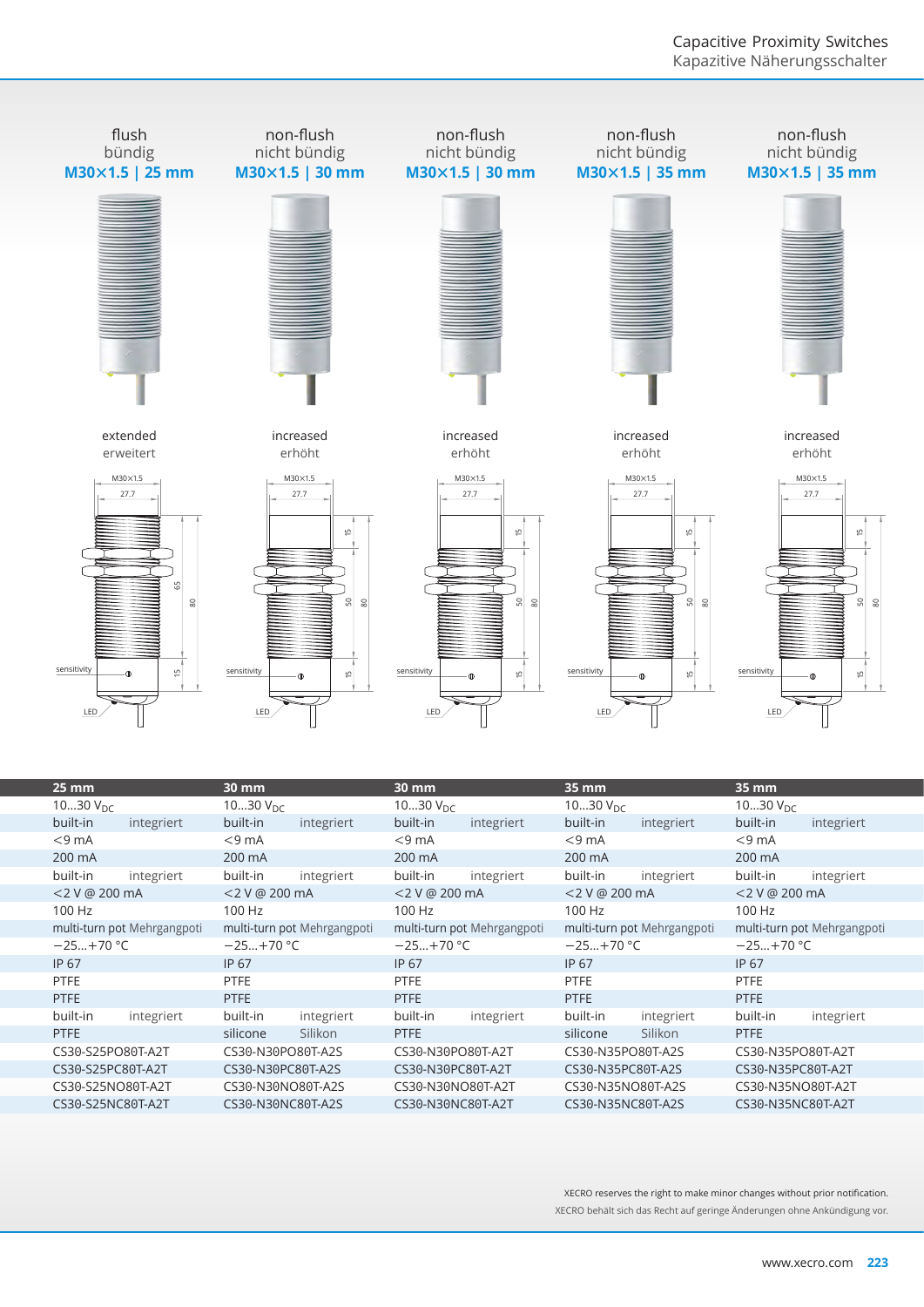| flush<br>bündig<br>**M30×1.5 \| 25 mm** | non-flush<br>nicht bündig<br>**M30×1.5 \| 30 mm** | non-flush<br>nicht bündig<br>**M30×1.5 \| 30 mm** | non-flush<br>nicht bündig<br>**M30×1.5 \| 35 mm** | non-flush<br>nicht bündig<br>**M30×1.5 \| 35 mm** |
|---|---|---|---|---|
| extended<br>erweitert | increased<br>erhöht | increased<br>erhöht | increased<br>erhöht | increased<br>erhöht |

M30×1.5
27.7
65
80
15
50
sensitivity
LED

| 25 mm | 30 mm | 30 mm | 35 mm | 35 mm |
|---|---|---|---|---|
| 10…30 $V_{DC}$ | 10…30 $V_{DC}$ | 10…30 $V_{DC}$ | 10…30 $V_{DC}$ | 10…30 $V_{DC}$ |
| built-in integriert | built-in integriert | built-in integriert | built-in integriert | built-in integriert |
| <9 mA | <9 mA | <9 mA | <9 mA | <9 mA |
| 200 mA | 200 mA | 200 mA | 200 mA | 200 mA |
| built-in integriert | built-in integriert | built-in integriert | built-in integriert | built-in integriert |
| <2 V @ 200 mA | <2 V @ 200 mA | <2 V @ 200 mA | <2 V @ 200 mA | <2 V @ 200 mA |
| 100 Hz | 100 Hz | 100 Hz | 100 Hz | 100 Hz |
| multi-turn pot Mehrgangpoti | multi-turn pot Mehrgangpoti | multi-turn pot Mehrgangpoti | multi-turn pot Mehrgangpoti | multi-turn pot Mehrgangpoti |
| −25…+70 °C | −25…+70 °C | −25…+70 °C | −25…+70 °C | −25…+70 °C |
| IP 67 | IP 67 | IP 67 | IP 67 | IP 67 |
| PTFE | PTFE | PTFE | PTFE | PTFE |
| PTFE | PTFE | PTFE | PTFE | PTFE |
| built-in integriert | built-in integriert | built-in integriert | built-in integriert | built-in integriert |
| PTFE | silicone Silikon | PTFE | silicone Silikon | PTFE |
| CS30-S25PO80T-A2T | CS30-N30PO80T-A2S | CS30-N30PO80T-A2T | CS30-N35PO80T-A2S | CS30-N35PO80T-A2T |
| CS30-S25PC80T-A2T | CS30-N30PC80T-A2S | CS30-N30PC80T-A2T | CS30-N35PC80T-A2S | CS30-N35PC80T-A2T |
| CS30-S25NO80T-A2T | CS30-N30NO80T-A2S | CS30-N30NO80T-A2T | CS30-N35NO80T-A2S | CS30-N35NO80T-A2T |
| CS30-S25NC80T-A2T | CS30-N30NC80T-A2S | CS30-N30NC80T-A2T | CS30-N35NC80T-A2S | CS30-N35NC80T-A2T |

XECRO reserves the right to make minor changes without prior notification.
XECRO behält sich das Recht auf geringe Änderungen ohne Ankündigung vor.